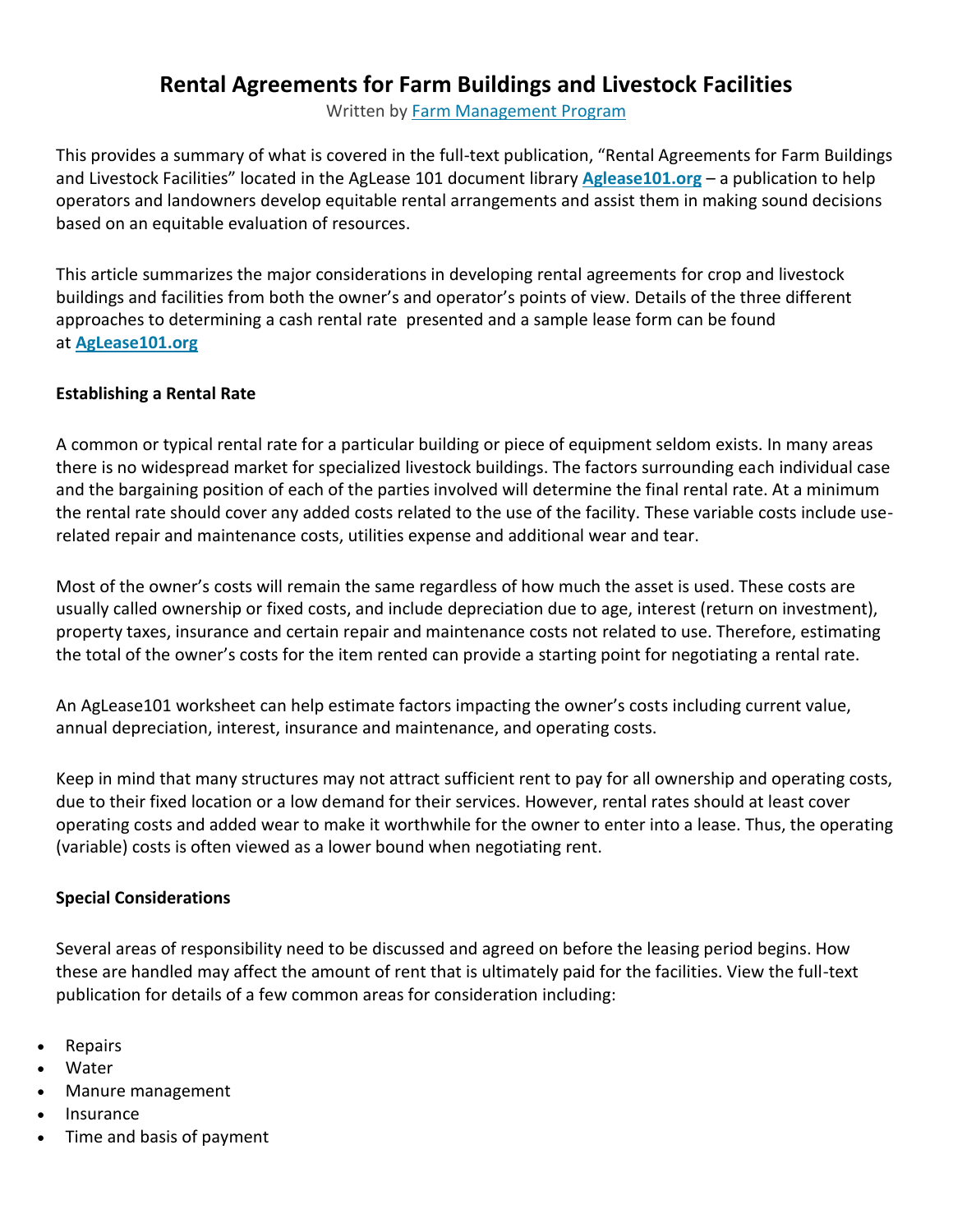# Rental Agreements for Farm Buildings and Livestock Facilities

Written by [Farm Management Program](#)

This provides a summary of what is covered in the full-text publication, "Rental Agreements for Farm Buildings and Livestock Facilities" located in the AgLease 101 document library **[Aglease101.org](#)** – a publication to help operators and landowners develop equitable rental arrangements and assist them in making sound decisions based on an equitable evaluation of resources.

This article summarizes the major considerations in developing rental agreements for crop and livestock buildings and facilities from both the owner's and operator's points of view. Details of the three different approaches to determining a cash rental rate presented and a sample lease form can be found at **[AgLease101.org](#)**

**Establishing a Rental Rate**

A common or typical rental rate for a particular building or piece of equipment seldom exists. In many areas there is no widespread market for specialized livestock buildings. The factors surrounding each individual case and the bargaining position of each of the parties involved will determine the final rental rate. At a minimum the rental rate should cover any added costs related to the use of the facility. These variable costs include use-related repair and maintenance costs, utilities expense and additional wear and tear.

Most of the owner's costs will remain the same regardless of how much the asset is used. These costs are usually called ownership or fixed costs, and include depreciation due to age, interest (return on investment), property taxes, insurance and certain repair and maintenance costs not related to use. Therefore, estimating the total of the owner's costs for the item rented can provide a starting point for negotiating a rental rate.

An AgLease101 worksheet can help estimate factors impacting the owner's costs including current value, annual depreciation, interest, insurance and maintenance, and operating costs.

Keep in mind that many structures may not attract sufficient rent to pay for all ownership and operating costs, due to their fixed location or a low demand for their services. However, rental rates should at least cover operating costs and added wear to make it worthwhile for the owner to enter into a lease. Thus, the operating (variable) costs is often viewed as a lower bound when negotiating rent.

**Special Considerations**

Several areas of responsibility need to be discussed and agreed on before the leasing period begins. How these are handled may affect the amount of rent that is ultimately paid for the facilities. View the full-text publication for details of a few common areas for consideration including:

- Repairs
- Water
- Manure management
- Insurance
- Time and basis of payment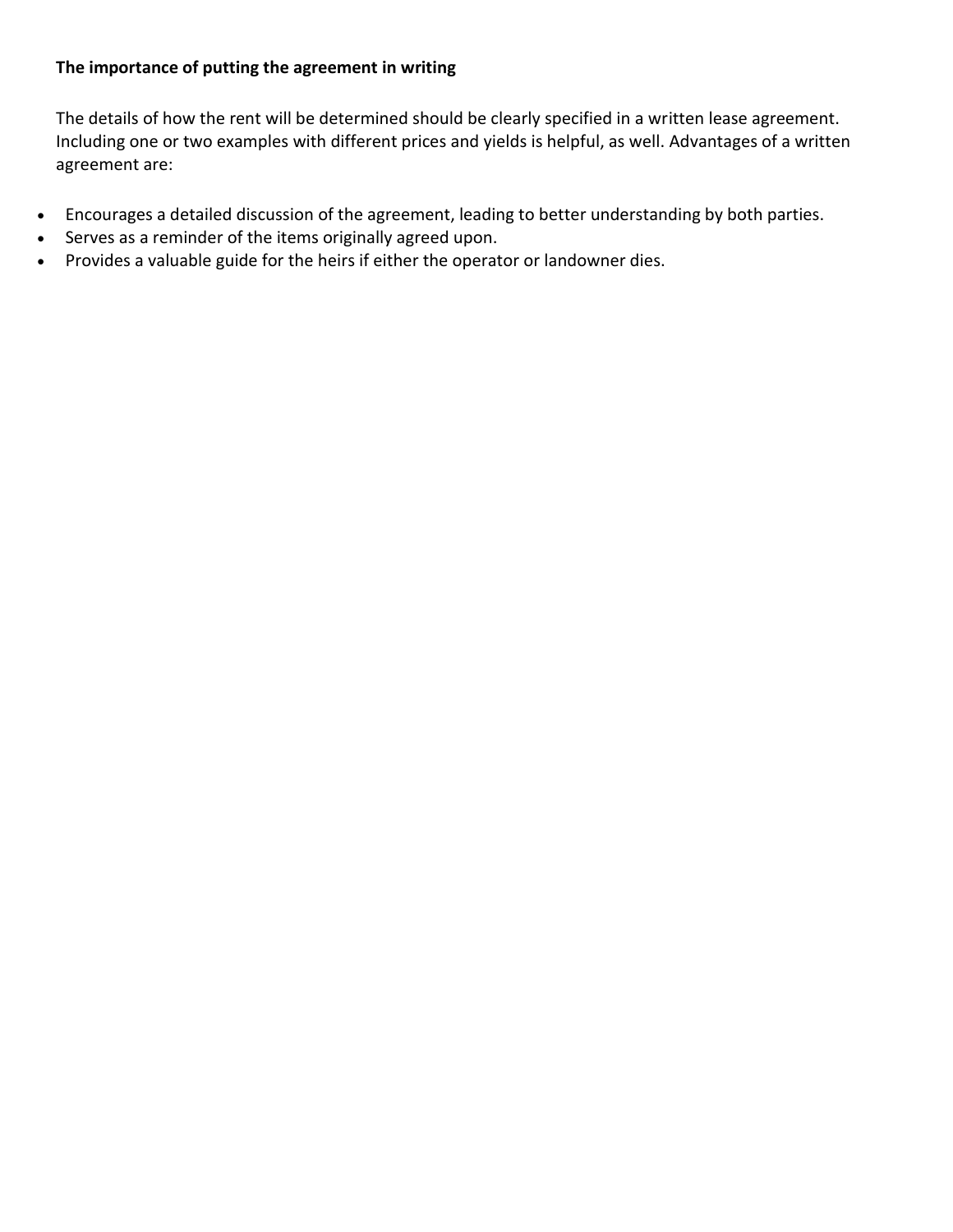**The importance of putting the agreement in writing**

The details of how the rent will be determined should be clearly specified in a written lease agreement. Including one or two examples with different prices and yields is helpful, as well. Advantages of a written agreement are:

- Encourages a detailed discussion of the agreement, leading to better understanding by both parties.
- Serves as a reminder of the items originally agreed upon.
- Provides a valuable guide for the heirs if either the operator or landowner dies.